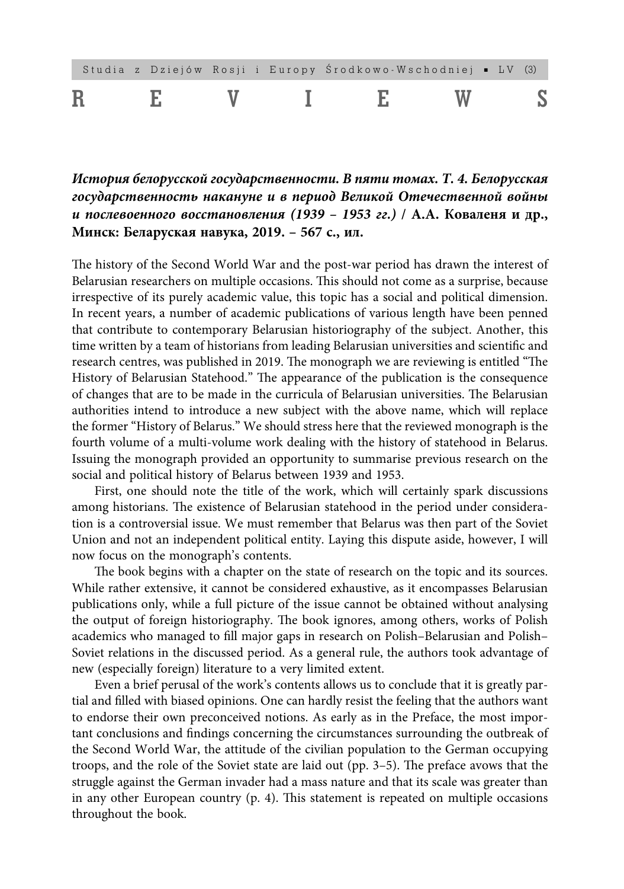# REVIEWS

***История белорусской государственности. В пяти томах. Т. 4. Белорусская государственность накануне и в период Великой Отечественной войны и послевоенного восстановления (1939 – 1953 гг.)* / А.А. Коваленя и др., Минск: Беларуская навука, 2019. – 567 с., ил.**

The history of the Second World War and the post-war period has drawn the interest of Belarusian researchers on multiple occasions. This should not come as a surprise, because irrespective of its purely academic value, this topic has a social and political dimension. In recent years, a number of academic publications of various length have been penned that contribute to contemporary Belarusian historiography of the subject. Another, this time written by a team of historians from leading Belarusian universities and scientific and research centres, was published in 2019. The monograph we are reviewing is entitled "The History of Belarusian Statehood." The appearance of the publication is the consequence of changes that are to be made in the curricula of Belarusian universities. The Belarusian authorities intend to introduce a new subject with the above name, which will replace the former "History of Belarus." We should stress here that the reviewed monograph is the fourth volume of a multi-volume work dealing with the history of statehood in Belarus. Issuing the monograph provided an opportunity to summarise previous research on the social and political history of Belarus between 1939 and 1953.

First, one should note the title of the work, which will certainly spark discussions among historians. The existence of Belarusian statehood in the period under consideration is a controversial issue. We must remember that Belarus was then part of the Soviet Union and not an independent political entity. Laying this dispute aside, however, I will now focus on the monograph's contents.

The book begins with a chapter on the state of research on the topic and its sources. While rather extensive, it cannot be considered exhaustive, as it encompasses Belarusian publications only, while a full picture of the issue cannot be obtained without analysing the output of foreign historiography. The book ignores, among others, works of Polish academics who managed to fill major gaps in research on Polish–Belarusian and Polish–Soviet relations in the discussed period. As a general rule, the authors took advantage of new (especially foreign) literature to a very limited extent.

Even a brief perusal of the work's contents allows us to conclude that it is greatly partial and filled with biased opinions. One can hardly resist the feeling that the authors want to endorse their own preconceived notions. As early as in the Preface, the most important conclusions and findings concerning the circumstances surrounding the outbreak of the Second World War, the attitude of the civilian population to the German occupying troops, and the role of the Soviet state are laid out (pp. 3–5). The preface avows that the struggle against the German invader had a mass nature and that its scale was greater than in any other European country (p. 4). This statement is repeated on multiple occasions throughout the book.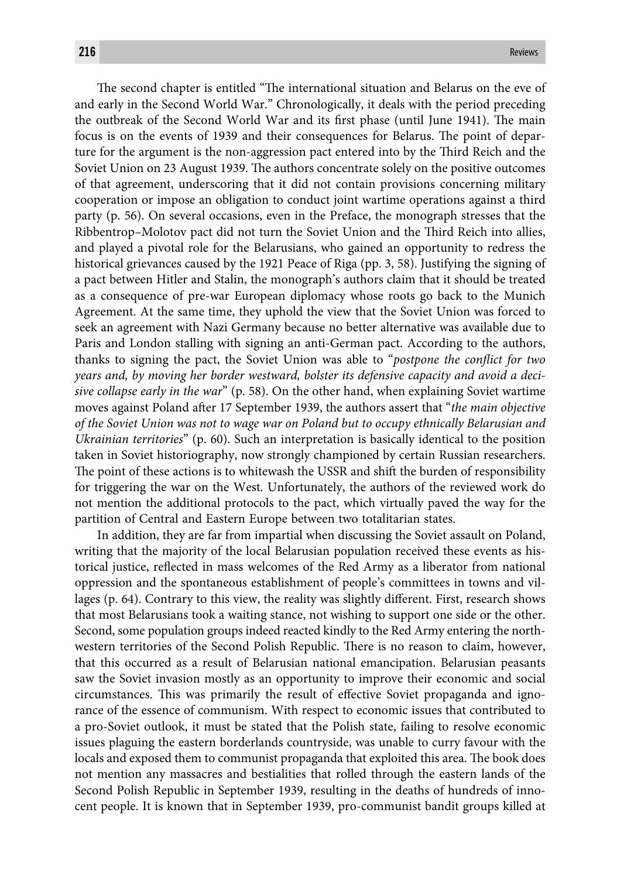The second chapter is entitled "The international situation and Belarus on the eve of and early in the Second World War." Chronologically, it deals with the period preceding the outbreak of the Second World War and its first phase (until June 1941). The main focus is on the events of 1939 and their consequences for Belarus. The point of departure for the argument is the non-aggression pact entered into by the Third Reich and the Soviet Union on 23 August 1939. The authors concentrate solely on the positive outcomes of that agreement, underscoring that it did not contain provisions concerning military cooperation or impose an obligation to conduct joint wartime operations against a third party (p. 56). On several occasions, even in the Preface, the monograph stresses that the Ribbentrop–Molotov pact did not turn the Soviet Union and the Third Reich into allies, and played a pivotal role for the Belarusians, who gained an opportunity to redress the historical grievances caused by the 1921 Peace of Riga (pp. 3, 58). Justifying the signing of a pact between Hitler and Stalin, the monograph's authors claim that it should be treated as a consequence of pre-war European diplomacy whose roots go back to the Munich Agreement. At the same time, they uphold the view that the Soviet Union was forced to seek an agreement with Nazi Germany because no better alternative was available due to Paris and London stalling with signing an anti-German pact. According to the authors, thanks to signing the pact, the Soviet Union was able to "*postpone the conflict for two years and, by moving her border westward, bolster its defensive capacity and avoid a decisive collapse early in the war*" (p. 58). On the other hand, when explaining Soviet wartime moves against Poland after 17 September 1939, the authors assert that "*the main objective of the Soviet Union was not to wage war on Poland but to occupy ethnically Belarusian and Ukrainian territories*" (p. 60). Such an interpretation is basically identical to the position taken in Soviet historiography, now strongly championed by certain Russian researchers. The point of these actions is to whitewash the USSR and shift the burden of responsibility for triggering the war on the West. Unfortunately, the authors of the reviewed work do not mention the additional protocols to the pact, which virtually paved the way for the partition of Central and Eastern Europe between two totalitarian states.

In addition, they are far from impartial when discussing the Soviet assault on Poland, writing that the majority of the local Belarusian population received these events as historical justice, reflected in mass welcomes of the Red Army as a liberator from national oppression and the spontaneous establishment of people's committees in towns and villages (p. 64). Contrary to this view, the reality was slightly different. First, research shows that most Belarusians took a waiting stance, not wishing to support one side or the other. Second, some population groups indeed reacted kindly to the Red Army entering the northwestern territories of the Second Polish Republic. There is no reason to claim, however, that this occurred as a result of Belarusian national emancipation. Belarusian peasants saw the Soviet invasion mostly as an opportunity to improve their economic and social circumstances. This was primarily the result of effective Soviet propaganda and ignorance of the essence of communism. With respect to economic issues that contributed to a pro-Soviet outlook, it must be stated that the Polish state, failing to resolve economic issues plaguing the eastern borderlands countryside, was unable to curry favour with the locals and exposed them to communist propaganda that exploited this area. The book does not mention any massacres and bestialities that rolled through the eastern lands of the Second Polish Republic in September 1939, resulting in the deaths of hundreds of innocent people. It is known that in September 1939, pro-communist bandit groups killed at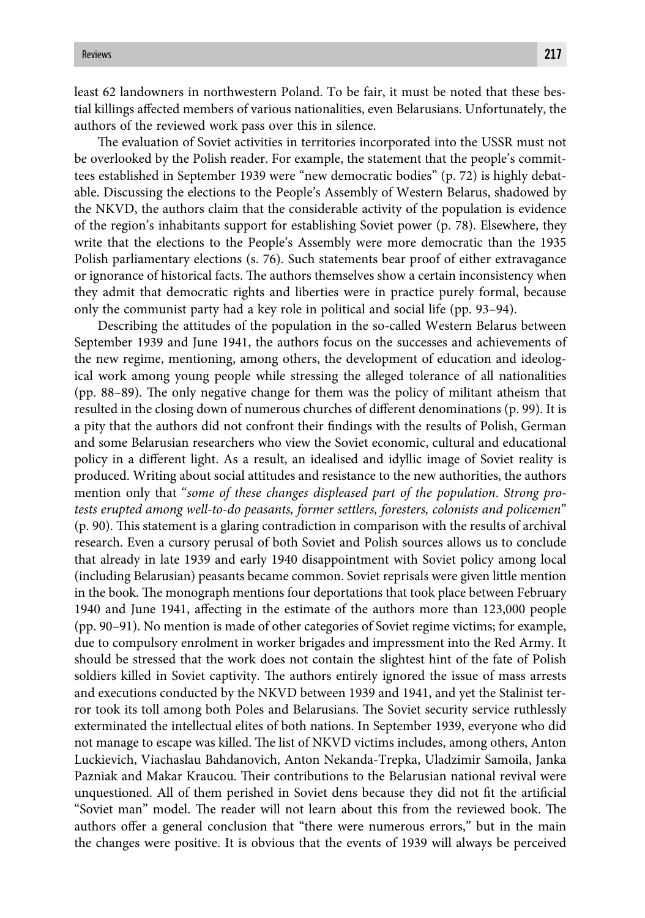least 62 landowners in northwestern Poland. To be fair, it must be noted that these bestial killings affected members of various nationalities, even Belarusians. Unfortunately, the authors of the reviewed work pass over this in silence.

The evaluation of Soviet activities in territories incorporated into the USSR must not be overlooked by the Polish reader. For example, the statement that the people's committees established in September 1939 were "new democratic bodies" (p. 72) is highly debatable. Discussing the elections to the People's Assembly of Western Belarus, shadowed by the NKVD, the authors claim that the considerable activity of the population is evidence of the region's inhabitants support for establishing Soviet power (p. 78). Elsewhere, they write that the elections to the People's Assembly were more democratic than the 1935 Polish parliamentary elections (s. 76). Such statements bear proof of either extravagance or ignorance of historical facts. The authors themselves show a certain inconsistency when they admit that democratic rights and liberties were in practice purely formal, because only the communist party had a key role in political and social life (pp. 93–94).

Describing the attitudes of the population in the so-called Western Belarus between September 1939 and June 1941, the authors focus on the successes and achievements of the new regime, mentioning, among others, the development of education and ideological work among young people while stressing the alleged tolerance of all nationalities (pp. 88–89). The only negative change for them was the policy of militant atheism that resulted in the closing down of numerous churches of different denominations (p. 99). It is a pity that the authors did not confront their findings with the results of Polish, German and some Belarusian researchers who view the Soviet economic, cultural and educational policy in a different light. As a result, an idealised and idyllic image of Soviet reality is produced. Writing about social attitudes and resistance to the new authorities, the authors mention only that "*some of these changes displeased part of the population. Strong protests erupted among well-to-do peasants, former settlers, foresters, colonists and policemen*" (p. 90). This statement is a glaring contradiction in comparison with the results of archival research. Even a cursory perusal of both Soviet and Polish sources allows us to conclude that already in late 1939 and early 1940 disappointment with Soviet policy among local (including Belarusian) peasants became common. Soviet reprisals were given little mention in the book. The monograph mentions four deportations that took place between February 1940 and June 1941, affecting in the estimate of the authors more than 123,000 people (pp. 90–91). No mention is made of other categories of Soviet regime victims; for example, due to compulsory enrolment in worker brigades and impressment into the Red Army. It should be stressed that the work does not contain the slightest hint of the fate of Polish soldiers killed in Soviet captivity. The authors entirely ignored the issue of mass arrests and executions conducted by the NKVD between 1939 and 1941, and yet the Stalinist terror took its toll among both Poles and Belarusians. The Soviet security service ruthlessly exterminated the intellectual elites of both nations. In September 1939, everyone who did not manage to escape was killed. The list of NKVD victims includes, among others, Anton Luckievich, Viachaslau Bahdanovich, Anton Nekanda-Trepka, Uladzimir Samoila, Janka Pazniak and Makar Kraucou. Their contributions to the Belarusian national revival were unquestioned. All of them perished in Soviet dens because they did not fit the artificial "Soviet man" model. The reader will not learn about this from the reviewed book. The authors offer a general conclusion that "there were numerous errors," but in the main the changes were positive. It is obvious that the events of 1939 will always be perceived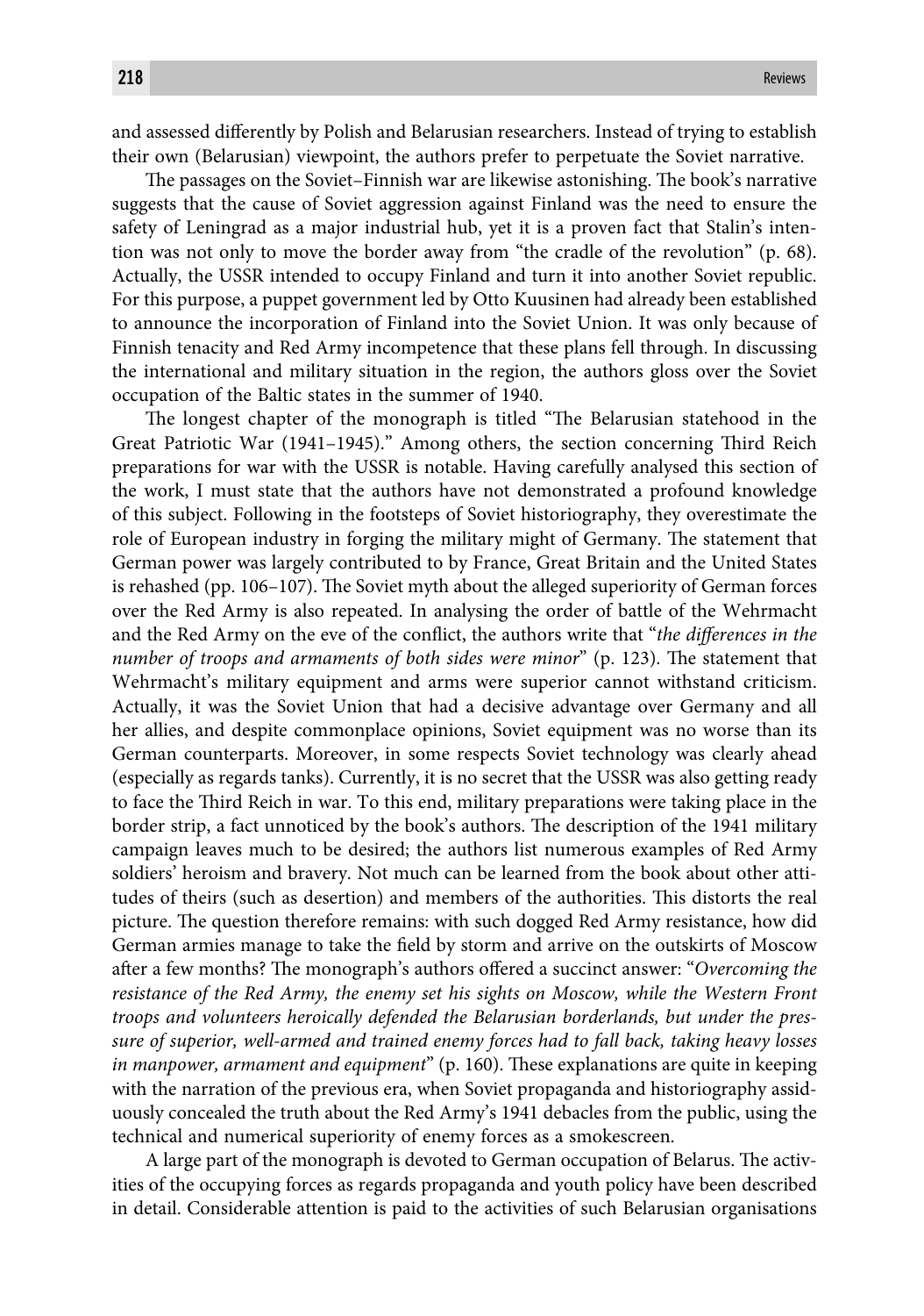and assessed differently by Polish and Belarusian researchers. Instead of trying to establish their own (Belarusian) viewpoint, the authors prefer to perpetuate the Soviet narrative.

The passages on the Soviet–Finnish war are likewise astonishing. The book's narrative suggests that the cause of Soviet aggression against Finland was the need to ensure the safety of Leningrad as a major industrial hub, yet it is a proven fact that Stalin's intention was not only to move the border away from "the cradle of the revolution" (p. 68). Actually, the USSR intended to occupy Finland and turn it into another Soviet republic. For this purpose, a puppet government led by Otto Kuusinen had already been established to announce the incorporation of Finland into the Soviet Union. It was only because of Finnish tenacity and Red Army incompetence that these plans fell through. In discussing the international and military situation in the region, the authors gloss over the Soviet occupation of the Baltic states in the summer of 1940.

The longest chapter of the monograph is titled "The Belarusian statehood in the Great Patriotic War (1941–1945)." Among others, the section concerning Third Reich preparations for war with the USSR is notable. Having carefully analysed this section of the work, I must state that the authors have not demonstrated a profound knowledge of this subject. Following in the footsteps of Soviet historiography, they overestimate the role of European industry in forging the military might of Germany. The statement that German power was largely contributed to by France, Great Britain and the United States is rehashed (pp. 106–107). The Soviet myth about the alleged superiority of German forces over the Red Army is also repeated. In analysing the order of battle of the Wehrmacht and the Red Army on the eve of the conflict, the authors write that "*the differences in the number of troops and armaments of both sides were minor*" (p. 123). The statement that Wehrmacht's military equipment and arms were superior cannot withstand criticism. Actually, it was the Soviet Union that had a decisive advantage over Germany and all her allies, and despite commonplace opinions, Soviet equipment was no worse than its German counterparts. Moreover, in some respects Soviet technology was clearly ahead (especially as regards tanks). Currently, it is no secret that the USSR was also getting ready to face the Third Reich in war. To this end, military preparations were taking place in the border strip, a fact unnoticed by the book's authors. The description of the 1941 military campaign leaves much to be desired; the authors list numerous examples of Red Army soldiers' heroism and bravery. Not much can be learned from the book about other attitudes of theirs (such as desertion) and members of the authorities. This distorts the real picture. The question therefore remains: with such dogged Red Army resistance, how did German armies manage to take the field by storm and arrive on the outskirts of Moscow after a few months? The monograph's authors offered a succinct answer: "*Overcoming the resistance of the Red Army, the enemy set his sights on Moscow, while the Western Front troops and volunteers heroically defended the Belarusian borderlands, but under the pressure of superior, well-armed and trained enemy forces had to fall back, taking heavy losses in manpower, armament and equipment*" (p. 160). These explanations are quite in keeping with the narration of the previous era, when Soviet propaganda and historiography assiduously concealed the truth about the Red Army's 1941 debacles from the public, using the technical and numerical superiority of enemy forces as a smokescreen.

A large part of the monograph is devoted to German occupation of Belarus. The activities of the occupying forces as regards propaganda and youth policy have been described in detail. Considerable attention is paid to the activities of such Belarusian organisations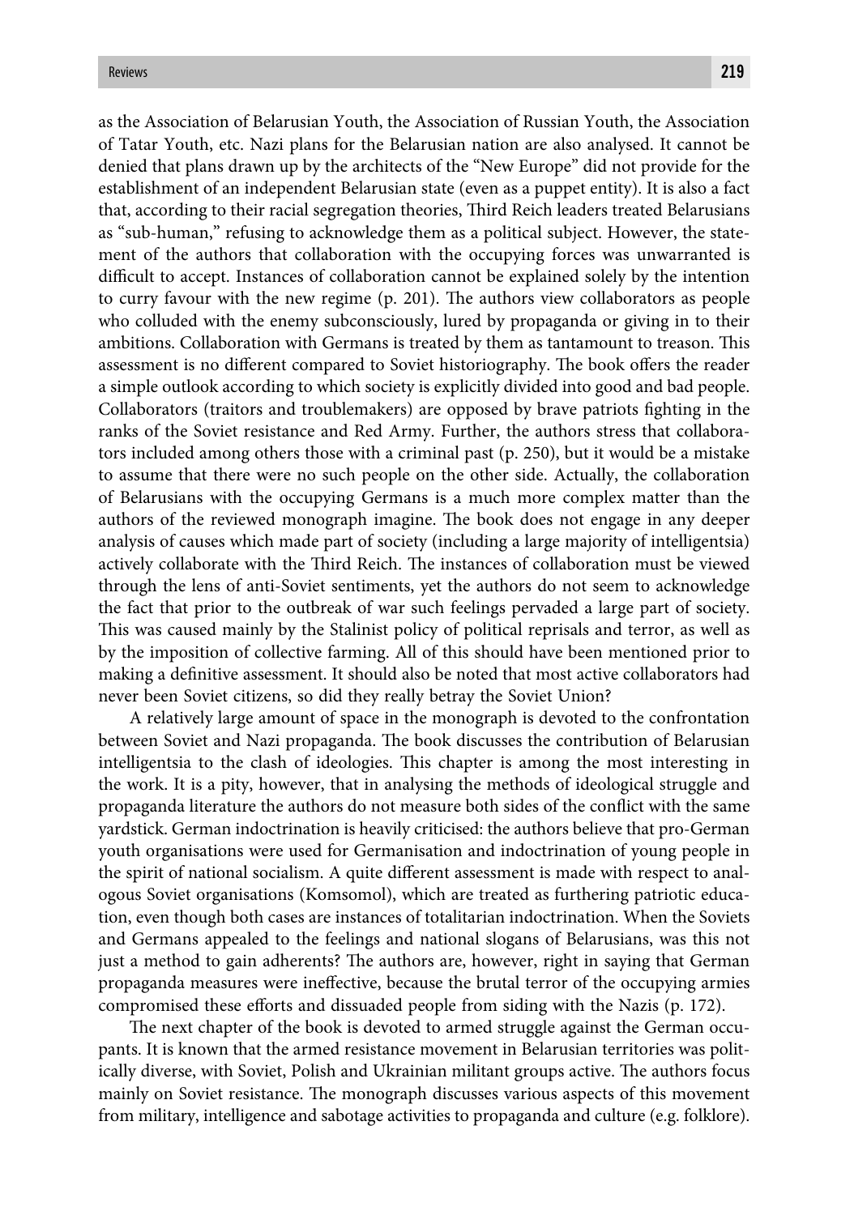as the Association of Belarusian Youth, the Association of Russian Youth, the Association of Tatar Youth, etc. Nazi plans for the Belarusian nation are also analysed. It cannot be denied that plans drawn up by the architects of the "New Europe" did not provide for the establishment of an independent Belarusian state (even as a puppet entity). It is also a fact that, according to their racial segregation theories, Third Reich leaders treated Belarusians as "sub-human," refusing to acknowledge them as a political subject. However, the statement of the authors that collaboration with the occupying forces was unwarranted is difficult to accept. Instances of collaboration cannot be explained solely by the intention to curry favour with the new regime (p. 201). The authors view collaborators as people who colluded with the enemy subconsciously, lured by propaganda or giving in to their ambitions. Collaboration with Germans is treated by them as tantamount to treason. This assessment is no different compared to Soviet historiography. The book offers the reader a simple outlook according to which society is explicitly divided into good and bad people. Collaborators (traitors and troublemakers) are opposed by brave patriots fighting in the ranks of the Soviet resistance and Red Army. Further, the authors stress that collaborators included among others those with a criminal past (p. 250), but it would be a mistake to assume that there were no such people on the other side. Actually, the collaboration of Belarusians with the occupying Germans is a much more complex matter than the authors of the reviewed monograph imagine. The book does not engage in any deeper analysis of causes which made part of society (including a large majority of intelligentsia) actively collaborate with the Third Reich. The instances of collaboration must be viewed through the lens of anti-Soviet sentiments, yet the authors do not seem to acknowledge the fact that prior to the outbreak of war such feelings pervaded a large part of society. This was caused mainly by the Stalinist policy of political reprisals and terror, as well as by the imposition of collective farming. All of this should have been mentioned prior to making a definitive assessment. It should also be noted that most active collaborators had never been Soviet citizens, so did they really betray the Soviet Union?

A relatively large amount of space in the monograph is devoted to the confrontation between Soviet and Nazi propaganda. The book discusses the contribution of Belarusian intelligentsia to the clash of ideologies. This chapter is among the most interesting in the work. It is a pity, however, that in analysing the methods of ideological struggle and propaganda literature the authors do not measure both sides of the conflict with the same yardstick. German indoctrination is heavily criticised: the authors believe that pro-German youth organisations were used for Germanisation and indoctrination of young people in the spirit of national socialism. A quite different assessment is made with respect to analogous Soviet organisations (Komsomol), which are treated as furthering patriotic education, even though both cases are instances of totalitarian indoctrination. When the Soviets and Germans appealed to the feelings and national slogans of Belarusians, was this not just a method to gain adherents? The authors are, however, right in saying that German propaganda measures were ineffective, because the brutal terror of the occupying armies compromised these efforts and dissuaded people from siding with the Nazis (p. 172).

The next chapter of the book is devoted to armed struggle against the German occupants. It is known that the armed resistance movement in Belarusian territories was politically diverse, with Soviet, Polish and Ukrainian militant groups active. The authors focus mainly on Soviet resistance. The monograph discusses various aspects of this movement from military, intelligence and sabotage activities to propaganda and culture (e.g. folklore).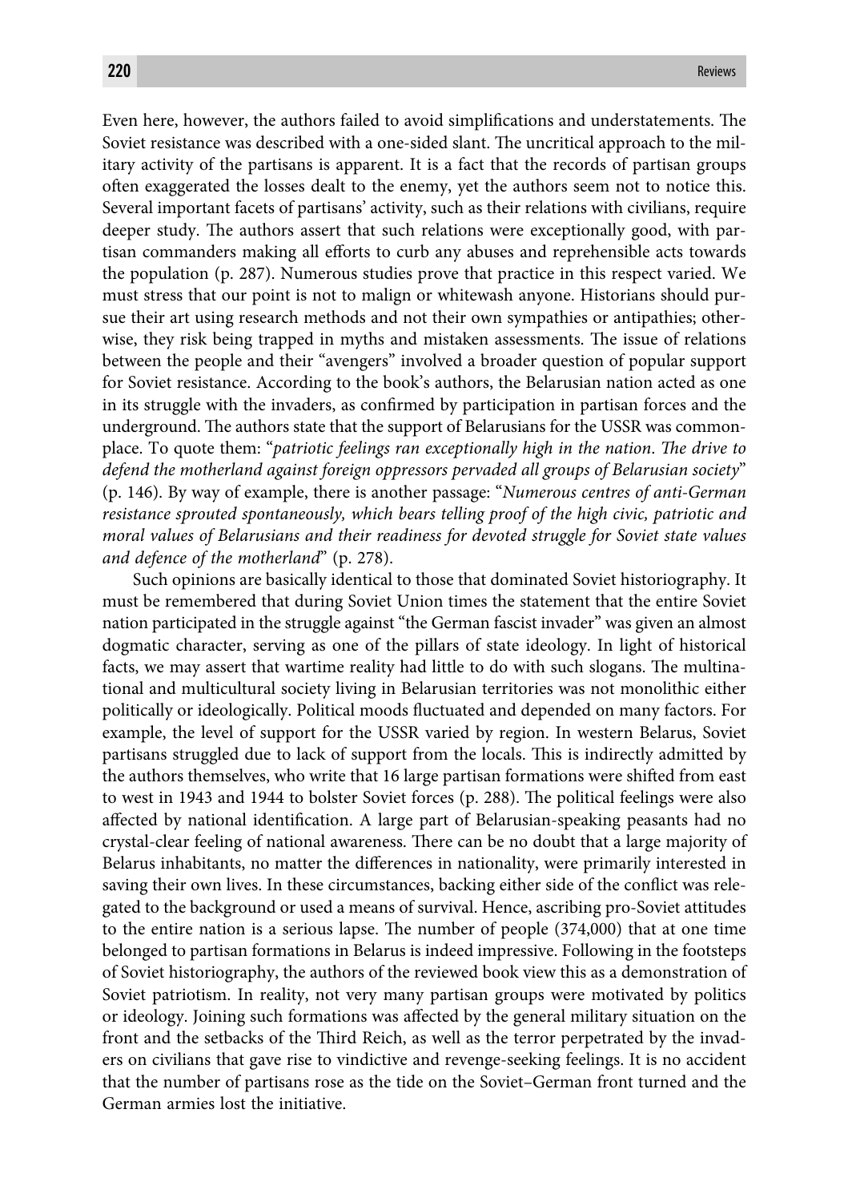Even here, however, the authors failed to avoid simplifications and understatements. The Soviet resistance was described with a one-sided slant. The uncritical approach to the military activity of the partisans is apparent. It is a fact that the records of partisan groups often exaggerated the losses dealt to the enemy, yet the authors seem not to notice this. Several important facets of partisans' activity, such as their relations with civilians, require deeper study. The authors assert that such relations were exceptionally good, with partisan commanders making all efforts to curb any abuses and reprehensible acts towards the population (p. 287). Numerous studies prove that practice in this respect varied. We must stress that our point is not to malign or whitewash anyone. Historians should pursue their art using research methods and not their own sympathies or antipathies; otherwise, they risk being trapped in myths and mistaken assessments. The issue of relations between the people and their "avengers" involved a broader question of popular support for Soviet resistance. According to the book's authors, the Belarusian nation acted as one in its struggle with the invaders, as confirmed by participation in partisan forces and the underground. The authors state that the support of Belarusians for the USSR was commonplace. To quote them: "*patriotic feelings ran exceptionally high in the nation. The drive to defend the motherland against foreign oppressors pervaded all groups of Belarusian society*" (p. 146). By way of example, there is another passage: "*Numerous centres of anti-German resistance sprouted spontaneously, which bears telling proof of the high civic, patriotic and moral values of Belarusians and their readiness for devoted struggle for Soviet state values and defence of the motherland*" (p. 278).

Such opinions are basically identical to those that dominated Soviet historiography. It must be remembered that during Soviet Union times the statement that the entire Soviet nation participated in the struggle against "the German fascist invader" was given an almost dogmatic character, serving as one of the pillars of state ideology. In light of historical facts, we may assert that wartime reality had little to do with such slogans. The multinational and multicultural society living in Belarusian territories was not monolithic either politically or ideologically. Political moods fluctuated and depended on many factors. For example, the level of support for the USSR varied by region. In western Belarus, Soviet partisans struggled due to lack of support from the locals. This is indirectly admitted by the authors themselves, who write that 16 large partisan formations were shifted from east to west in 1943 and 1944 to bolster Soviet forces (p. 288). The political feelings were also affected by national identification. A large part of Belarusian-speaking peasants had no crystal-clear feeling of national awareness. There can be no doubt that a large majority of Belarus inhabitants, no matter the differences in nationality, were primarily interested in saving their own lives. In these circumstances, backing either side of the conflict was relegated to the background or used a means of survival. Hence, ascribing pro-Soviet attitudes to the entire nation is a serious lapse. The number of people (374,000) that at one time belonged to partisan formations in Belarus is indeed impressive. Following in the footsteps of Soviet historiography, the authors of the reviewed book view this as a demonstration of Soviet patriotism. In reality, not very many partisan groups were motivated by politics or ideology. Joining such formations was affected by the general military situation on the front and the setbacks of the Third Reich, as well as the terror perpetrated by the invaders on civilians that gave rise to vindictive and revenge-seeking feelings. It is no accident that the number of partisans rose as the tide on the Soviet–German front turned and the German armies lost the initiative.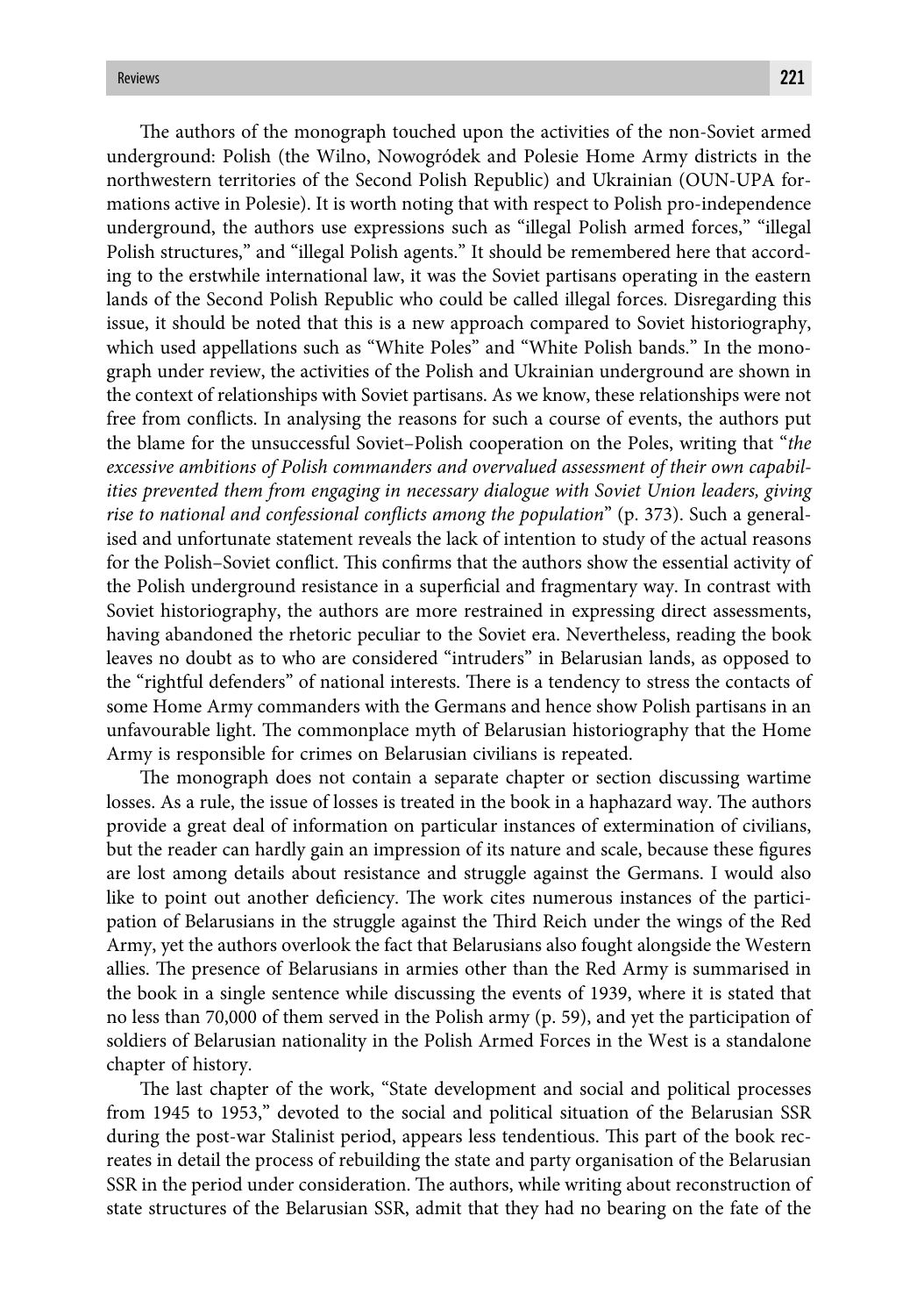The authors of the monograph touched upon the activities of the non-Soviet armed underground: Polish (the Wilno, Nowogródek and Polesie Home Army districts in the northwestern territories of the Second Polish Republic) and Ukrainian (OUN-UPA formations active in Polesie). It is worth noting that with respect to Polish pro-independence underground, the authors use expressions such as "illegal Polish armed forces," "illegal Polish structures," and "illegal Polish agents." It should be remembered here that according to the erstwhile international law, it was the Soviet partisans operating in the eastern lands of the Second Polish Republic who could be called illegal forces. Disregarding this issue, it should be noted that this is a new approach compared to Soviet historiography, which used appellations such as "White Poles" and "White Polish bands." In the monograph under review, the activities of the Polish and Ukrainian underground are shown in the context of relationships with Soviet partisans. As we know, these relationships were not free from conflicts. In analysing the reasons for such a course of events, the authors put the blame for the unsuccessful Soviet–Polish cooperation on the Poles, writing that "*the excessive ambitions of Polish commanders and overvalued assessment of their own capabilities prevented them from engaging in necessary dialogue with Soviet Union leaders, giving rise to national and confessional conflicts among the population*" (p. 373). Such a generalised and unfortunate statement reveals the lack of intention to study of the actual reasons for the Polish–Soviet conflict. This confirms that the authors show the essential activity of the Polish underground resistance in a superficial and fragmentary way. In contrast with Soviet historiography, the authors are more restrained in expressing direct assessments, having abandoned the rhetoric peculiar to the Soviet era. Nevertheless, reading the book leaves no doubt as to who are considered "intruders" in Belarusian lands, as opposed to the "rightful defenders" of national interests. There is a tendency to stress the contacts of some Home Army commanders with the Germans and hence show Polish partisans in an unfavourable light. The commonplace myth of Belarusian historiography that the Home Army is responsible for crimes on Belarusian civilians is repeated.

The monograph does not contain a separate chapter or section discussing wartime losses. As a rule, the issue of losses is treated in the book in a haphazard way. The authors provide a great deal of information on particular instances of extermination of civilians, but the reader can hardly gain an impression of its nature and scale, because these figures are lost among details about resistance and struggle against the Germans. I would also like to point out another deficiency. The work cites numerous instances of the participation of Belarusians in the struggle against the Third Reich under the wings of the Red Army, yet the authors overlook the fact that Belarusians also fought alongside the Western allies. The presence of Belarusians in armies other than the Red Army is summarised in the book in a single sentence while discussing the events of 1939, where it is stated that no less than 70,000 of them served in the Polish army (p. 59), and yet the participation of soldiers of Belarusian nationality in the Polish Armed Forces in the West is a standalone chapter of history.

The last chapter of the work, "State development and social and political processes from 1945 to 1953," devoted to the social and political situation of the Belarusian SSR during the post-war Stalinist period, appears less tendentious. This part of the book recreates in detail the process of rebuilding the state and party organisation of the Belarusian SSR in the period under consideration. The authors, while writing about reconstruction of state structures of the Belarusian SSR, admit that they had no bearing on the fate of the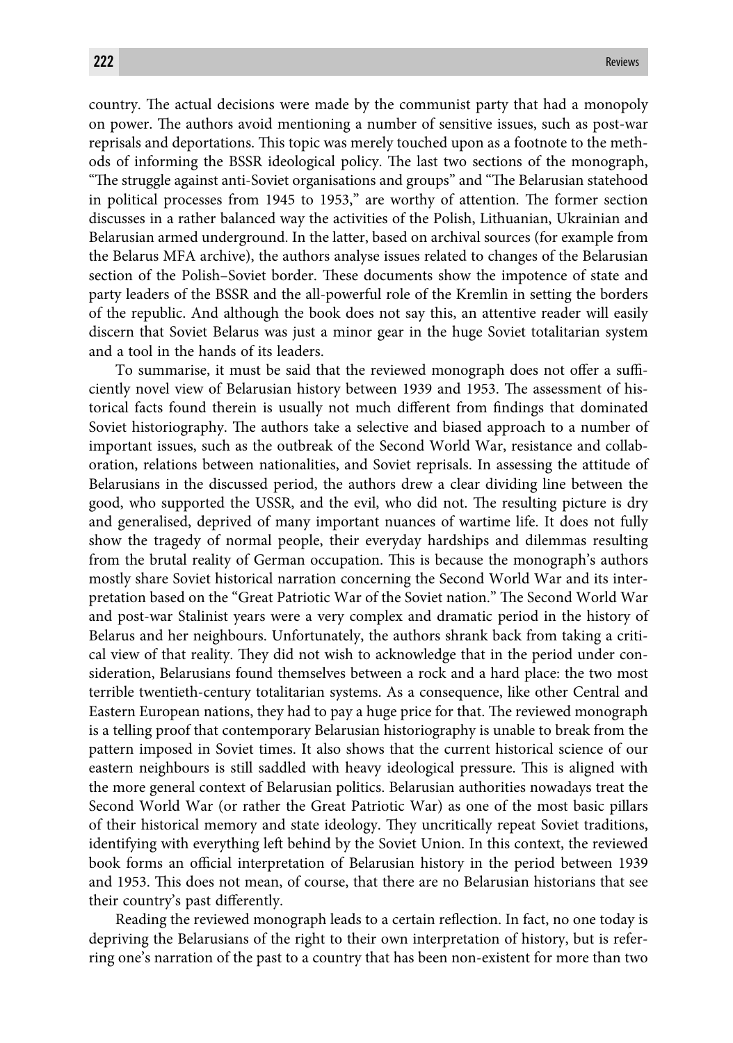country. The actual decisions were made by the communist party that had a monopoly on power. The authors avoid mentioning a number of sensitive issues, such as post-war reprisals and deportations. This topic was merely touched upon as a footnote to the methods of informing the BSSR ideological policy. The last two sections of the monograph, "The struggle against anti-Soviet organisations and groups" and "The Belarusian statehood in political processes from 1945 to 1953," are worthy of attention. The former section discusses in a rather balanced way the activities of the Polish, Lithuanian, Ukrainian and Belarusian armed underground. In the latter, based on archival sources (for example from the Belarus MFA archive), the authors analyse issues related to changes of the Belarusian section of the Polish–Soviet border. These documents show the impotence of state and party leaders of the BSSR and the all-powerful role of the Kremlin in setting the borders of the republic. And although the book does not say this, an attentive reader will easily discern that Soviet Belarus was just a minor gear in the huge Soviet totalitarian system and a tool in the hands of its leaders.

To summarise, it must be said that the reviewed monograph does not offer a sufficiently novel view of Belarusian history between 1939 and 1953. The assessment of historical facts found therein is usually not much different from findings that dominated Soviet historiography. The authors take a selective and biased approach to a number of important issues, such as the outbreak of the Second World War, resistance and collaboration, relations between nationalities, and Soviet reprisals. In assessing the attitude of Belarusians in the discussed period, the authors drew a clear dividing line between the good, who supported the USSR, and the evil, who did not. The resulting picture is dry and generalised, deprived of many important nuances of wartime life. It does not fully show the tragedy of normal people, their everyday hardships and dilemmas resulting from the brutal reality of German occupation. This is because the monograph's authors mostly share Soviet historical narration concerning the Second World War and its interpretation based on the "Great Patriotic War of the Soviet nation." The Second World War and post-war Stalinist years were a very complex and dramatic period in the history of Belarus and her neighbours. Unfortunately, the authors shrank back from taking a critical view of that reality. They did not wish to acknowledge that in the period under consideration, Belarusians found themselves between a rock and a hard place: the two most terrible twentieth-century totalitarian systems. As a consequence, like other Central and Eastern European nations, they had to pay a huge price for that. The reviewed monograph is a telling proof that contemporary Belarusian historiography is unable to break from the pattern imposed in Soviet times. It also shows that the current historical science of our eastern neighbours is still saddled with heavy ideological pressure. This is aligned with the more general context of Belarusian politics. Belarusian authorities nowadays treat the Second World War (or rather the Great Patriotic War) as one of the most basic pillars of their historical memory and state ideology. They uncritically repeat Soviet traditions, identifying with everything left behind by the Soviet Union. In this context, the reviewed book forms an official interpretation of Belarusian history in the period between 1939 and 1953. This does not mean, of course, that there are no Belarusian historians that see their country's past differently.

Reading the reviewed monograph leads to a certain reflection. In fact, no one today is depriving the Belarusians of the right to their own interpretation of history, but is referring one's narration of the past to a country that has been non-existent for more than two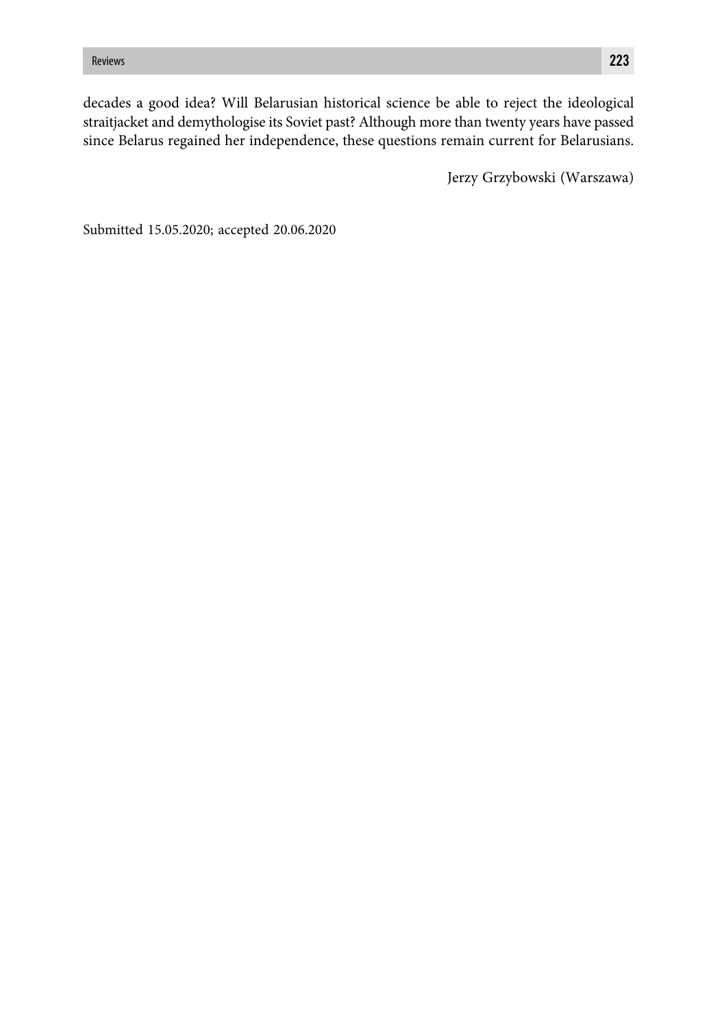decades a good idea? Will Belarusian historical science be able to reject the ideological straitjacket and demythologise its Soviet past? Although more than twenty years have passed since Belarus regained her independence, these questions remain current for Belarusians.

Jerzy Grzybowski (Warszawa)

Submitted 15.05.2020; accepted 20.06.2020